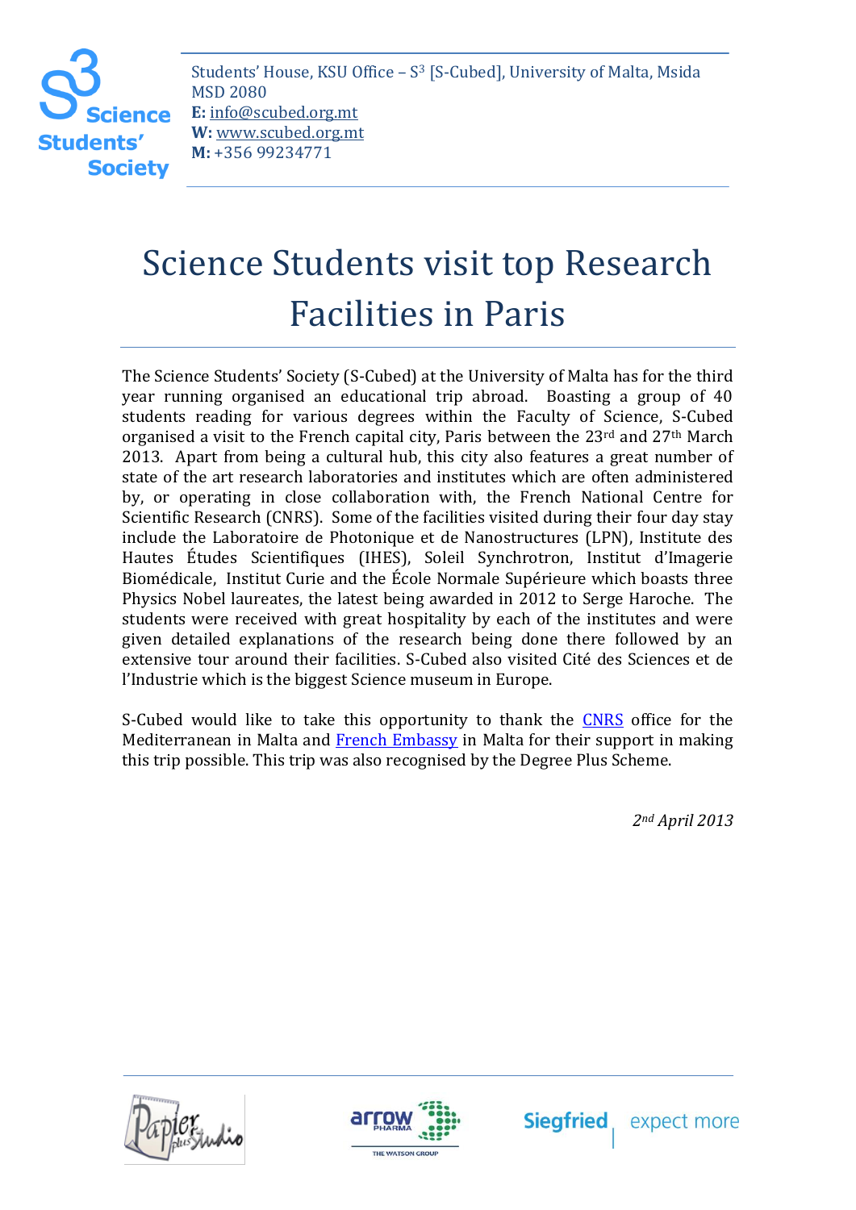Students' House, KSU Office – S[3] [S-Cubed], University of Malta, Msida MSD 2080
**E:** info@scubed.org.mt
**W:** www.scubed.org.mt
**M:** +356 99234771

# Science Students visit top Research Facilities in Paris

The Science Students' Society (S-Cubed) at the University of Malta has for the third year running organised an educational trip abroad. Boasting a group of 40 students reading for various degrees within the Faculty of Science, S-Cubed organised a visit to the French capital city, Paris between the 23rd and 27th March 2013. Apart from being a cultural hub, this city also features a great number of state of the art research laboratories and institutes which are often administered by, or operating in close collaboration with, the French National Centre for Scientific Research (CNRS). Some of the facilities visited during their four day stay include the Laboratoire de Photonique et de Nanostructures (LPN), Institute des Hautes Études Scientifiques (IHES), Soleil Synchrotron, Institut d'Imagerie Biomédicale, Institut Curie and the École Normale Supérieure which boasts three Physics Nobel laureates, the latest being awarded in 2012 to Serge Haroche. The students were received with great hospitality by each of the institutes and were given detailed explanations of the research being done there followed by an extensive tour around their facilities. S-Cubed also visited Cité des Sciences et de l'Industrie which is the biggest Science museum in Europe.

S-Cubed would like to take this opportunity to thank the CNRS office for the Mediterranean in Malta and French Embassy in Malta for their support in making this trip possible. This trip was also recognised by the Degree Plus Scheme.

*2nd April 2013*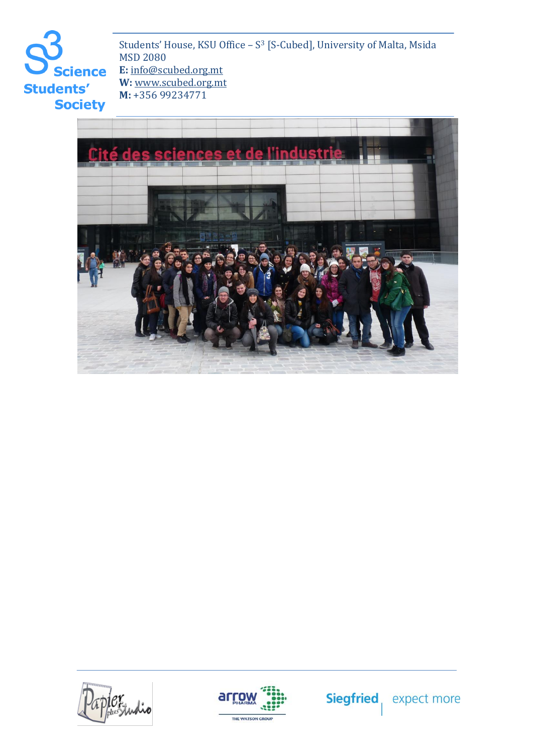Students' House, KSU Office – S³ [S-Cubed], University of Malta, Msida MSD 2080

**E:** info@scubed.org.mt

**W:** www.scubed.org.mt

**M:** +356 99234771